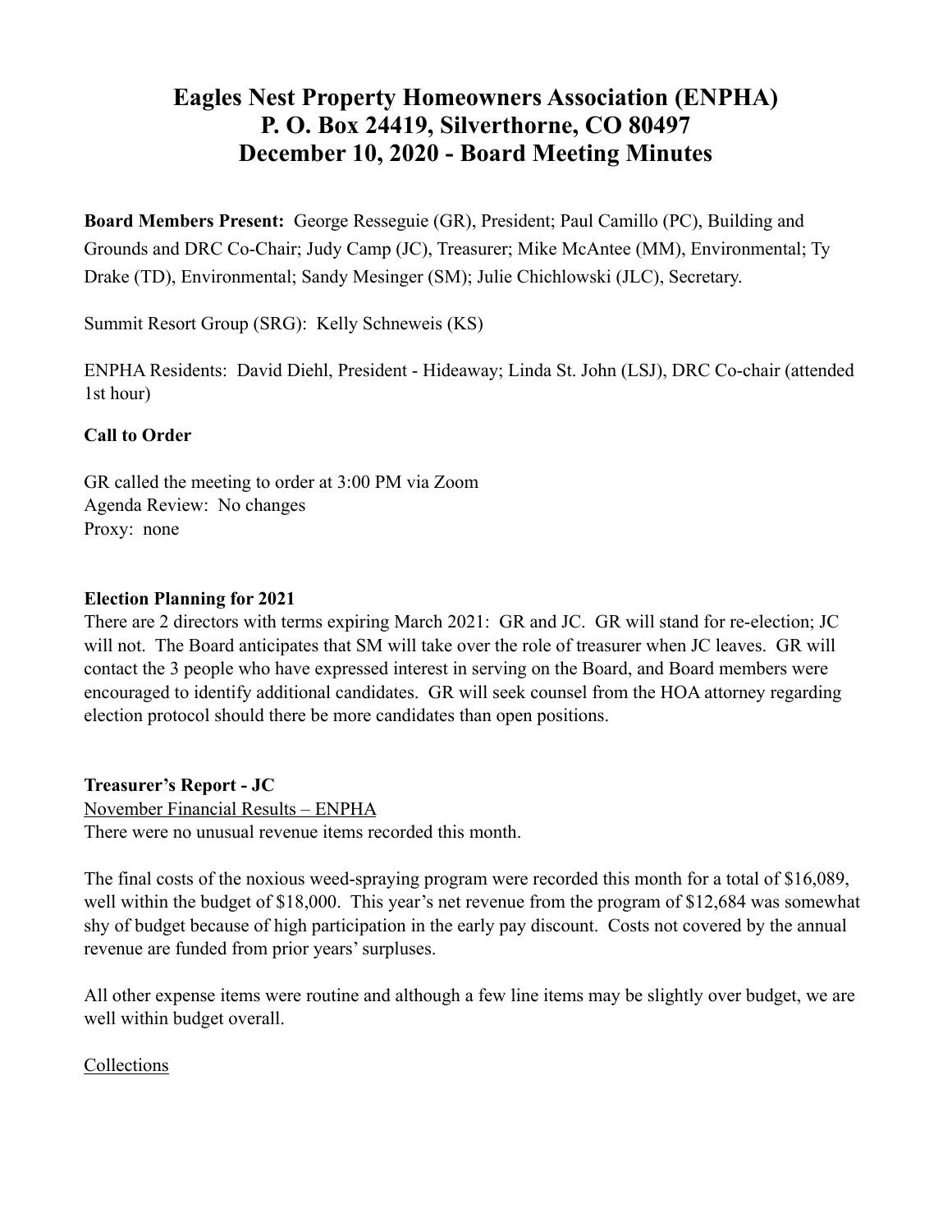# Eagles Nest Property Homeowners Association (ENPHA)
# P. O. Box 24419, Silverthorne, CO 80497
# December 10, 2020 - Board Meeting Minutes

**Board Members Present:** George Resseguie (GR), President; Paul Camillo (PC), Building and Grounds and DRC Co-Chair; Judy Camp (JC), Treasurer; Mike McAntee (MM), Environmental; Ty Drake (TD), Environmental; Sandy Mesinger (SM); Julie Chichlowski (JLC), Secretary.

Summit Resort Group (SRG): Kelly Schneweis (KS)

ENPHA Residents: David Diehl, President - Hideaway; Linda St. John (LSJ), DRC Co-chair (attended 1st hour)

**Call to Order**

GR called the meeting to order at 3:00 PM via Zoom
Agenda Review: No changes
Proxy: none

**Election Planning for 2021**

There are 2 directors with terms expiring March 2021: GR and JC. GR will stand for re-election; JC will not. The Board anticipates that SM will take over the role of treasurer when JC leaves. GR will contact the 3 people who have expressed interest in serving on the Board, and Board members were encouraged to identify additional candidates. GR will seek counsel from the HOA attorney regarding election protocol should there be more candidates than open positions.

**Treasurer's Report - JC**

November Financial Results – ENPHA

There were no unusual revenue items recorded this month.

The final costs of the noxious weed-spraying program were recorded this month for a total of $16,089, well within the budget of $18,000. This year's net revenue from the program of $12,684 was somewhat shy of budget because of high participation in the early pay discount. Costs not covered by the annual revenue are funded from prior years' surpluses.

All other expense items were routine and although a few line items may be slightly over budget, we are well within budget overall.

Collections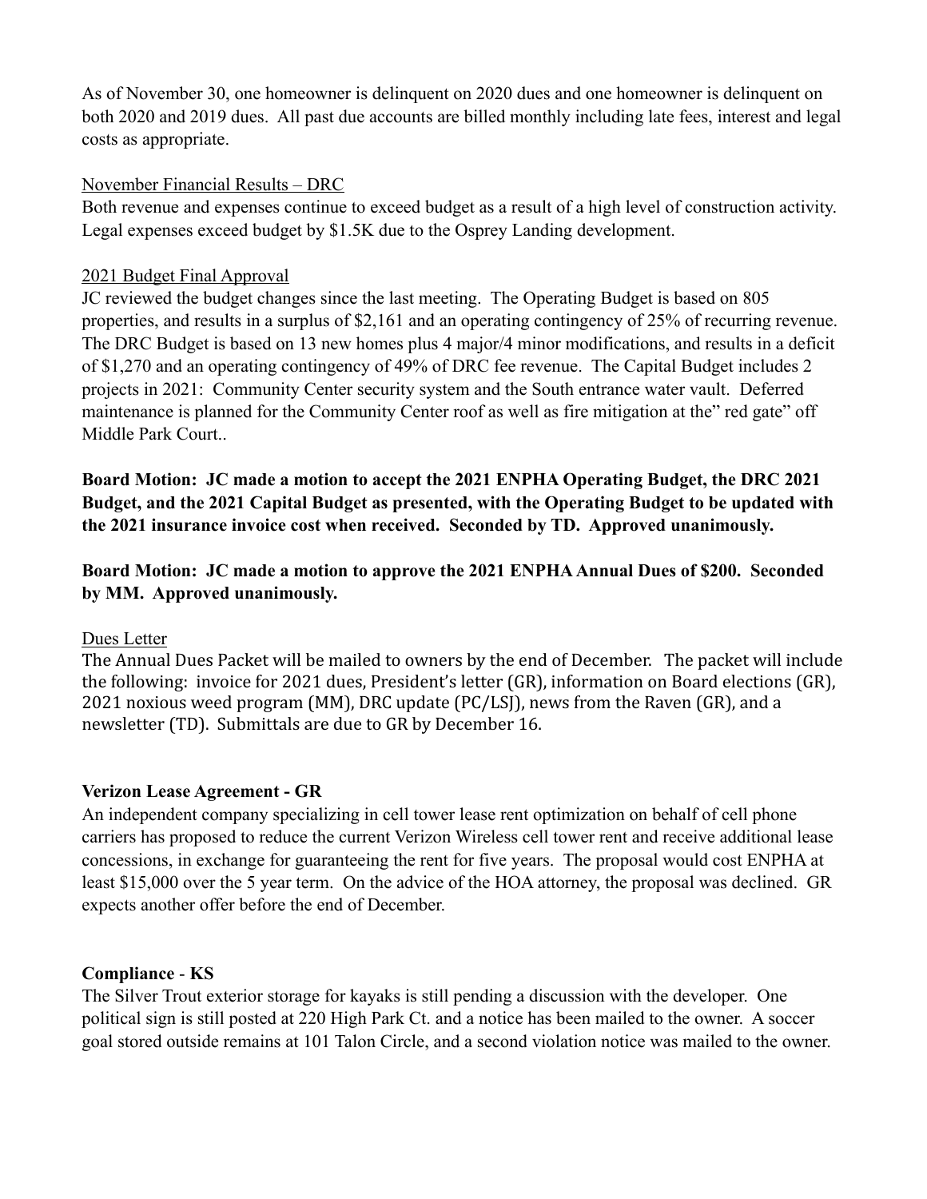As of November 30, one homeowner is delinquent on 2020 dues and one homeowner is delinquent on both 2020 and 2019 dues. All past due accounts are billed monthly including late fees, interest and legal costs as appropriate.

<u>November Financial Results – DRC</u>

Both revenue and expenses continue to exceed budget as a result of a high level of construction activity. Legal expenses exceed budget by $1.5K due to the Osprey Landing development.

<u>2021 Budget Final Approval</u>

JC reviewed the budget changes since the last meeting. The Operating Budget is based on 805 properties, and results in a surplus of $2,161 and an operating contingency of 25% of recurring revenue. The DRC Budget is based on 13 new homes plus 4 major/4 minor modifications, and results in a deficit of $1,270 and an operating contingency of 49% of DRC fee revenue. The Capital Budget includes 2 projects in 2021: Community Center security system and the South entrance water vault. Deferred maintenance is planned for the Community Center roof as well as fire mitigation at the" red gate" off Middle Park Court..

**Board Motion: JC made a motion to accept the 2021 ENPHA Operating Budget, the DRC 2021 Budget, and the 2021 Capital Budget as presented, with the Operating Budget to be updated with the 2021 insurance invoice cost when received. Seconded by TD. Approved unanimously.**

**Board Motion: JC made a motion to approve the 2021 ENPHA Annual Dues of $200. Seconded by MM. Approved unanimously.**

<u>Dues Letter</u>

The Annual Dues Packet will be mailed to owners by the end of December. The packet will include the following: invoice for 2021 dues, President's letter (GR), information on Board elections (GR), 2021 noxious weed program (MM), DRC update (PC/LSJ), news from the Raven (GR), and a newsletter (TD). Submittals are due to GR by December 16.

**Verizon Lease Agreement - GR**

An independent company specializing in cell tower lease rent optimization on behalf of cell phone carriers has proposed to reduce the current Verizon Wireless cell tower rent and receive additional lease concessions, in exchange for guaranteeing the rent for five years. The proposal would cost ENPHA at least $15,000 over the 5 year term. On the advice of the HOA attorney, the proposal was declined. GR expects another offer before the end of December.

**Compliance - KS**

The Silver Trout exterior storage for kayaks is still pending a discussion with the developer. One political sign is still posted at 220 High Park Ct. and a notice has been mailed to the owner. A soccer goal stored outside remains at 101 Talon Circle, and a second violation notice was mailed to the owner.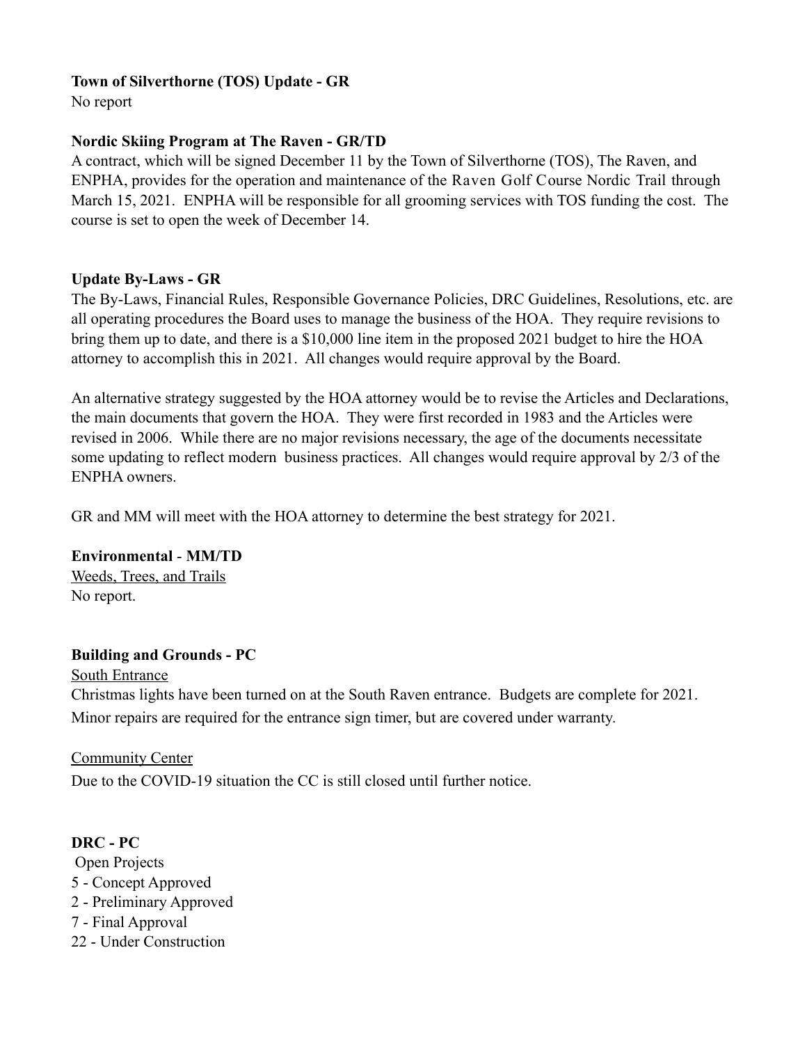**Town of Silverthorne (TOS) Update - GR**

No report

**Nordic Skiing Program at The Raven - GR/TD**

A contract, which will be signed December 11 by the Town of Silverthorne (TOS), The Raven, and ENPHA, provides for the operation and maintenance of the Raven Golf Course Nordic Trail through March 15, 2021. ENPHA will be responsible for all grooming services with TOS funding the cost. The course is set to open the week of December 14.

**Update By-Laws - GR**

The By-Laws, Financial Rules, Responsible Governance Policies, DRC Guidelines, Resolutions, etc. are all operating procedures the Board uses to manage the business of the HOA. They require revisions to bring them up to date, and there is a $10,000 line item in the proposed 2021 budget to hire the HOA attorney to accomplish this in 2021. All changes would require approval by the Board.

An alternative strategy suggested by the HOA attorney would be to revise the Articles and Declarations, the main documents that govern the HOA. They were first recorded in 1983 and the Articles were revised in 2006. While there are no major revisions necessary, the age of the documents necessitate some updating to reflect modern business practices. All changes would require approval by 2/3 of the ENPHA owners.

GR and MM will meet with the HOA attorney to determine the best strategy for 2021.

**Environmental - MM/TD**

Weeds, Trees, and Trails

No report.

**Building and Grounds - PC**

South Entrance

Christmas lights have been turned on at the South Raven entrance. Budgets are complete for 2021. Minor repairs are required for the entrance sign timer, but are covered under warranty.

Community Center

Due to the COVID-19 situation the CC is still closed until further notice.

**DRC - PC**

Open Projects

5 - Concept Approved

2 - Preliminary Approved

7 - Final Approval

22 - Under Construction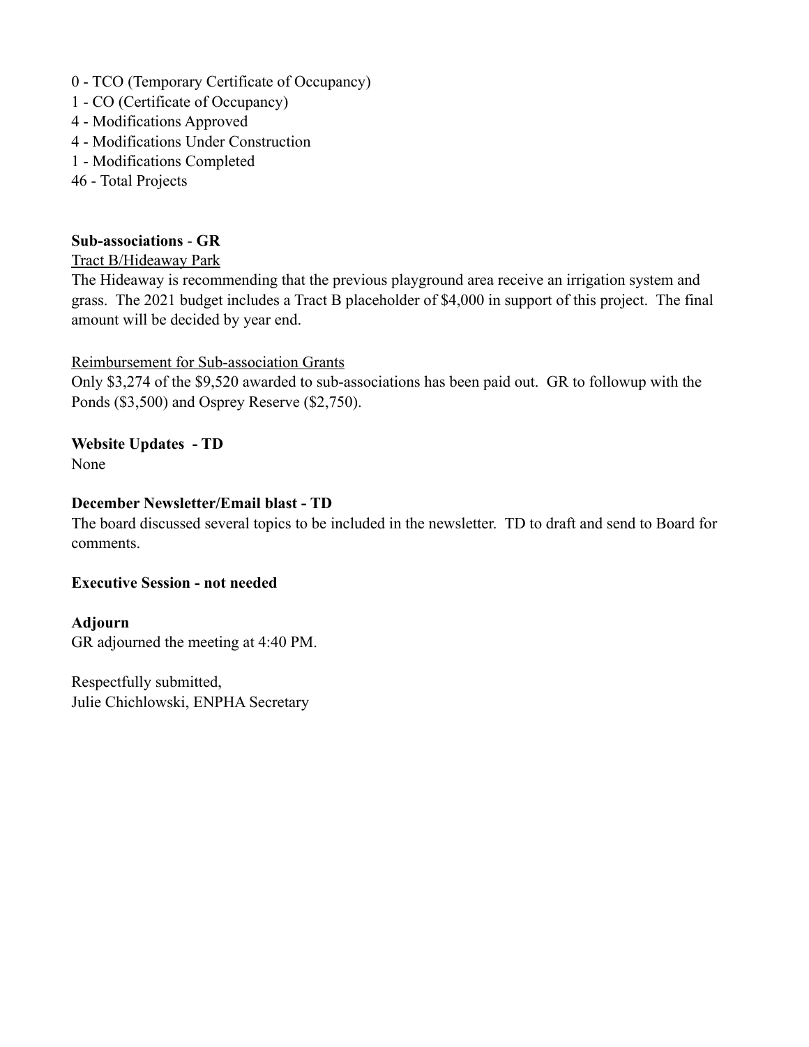0 - TCO (Temporary Certificate of Occupancy)
1 - CO (Certificate of Occupancy)
4 - Modifications Approved
4 - Modifications Under Construction
1 - Modifications Completed
46 - Total Projects

**Sub-associations** - **GR**

Tract B/Hideaway Park

The Hideaway is recommending that the previous playground area receive an irrigation system and grass. The 2021 budget includes a Tract B placeholder of $4,000 in support of this project. The final amount will be decided by year end.

Reimbursement for Sub-association Grants

Only $3,274 of the $9,520 awarded to sub-associations has been paid out. GR to followup with the Ponds ($3,500) and Osprey Reserve ($2,750).

**Website Updates - TD**

None

**December Newsletter/Email blast - TD**

The board discussed several topics to be included in the newsletter. TD to draft and send to Board for comments.

**Executive Session - not needed**

**Adjourn**

GR adjourned the meeting at 4:40 PM.

Respectfully submitted,
Julie Chichlowski, ENPHA Secretary